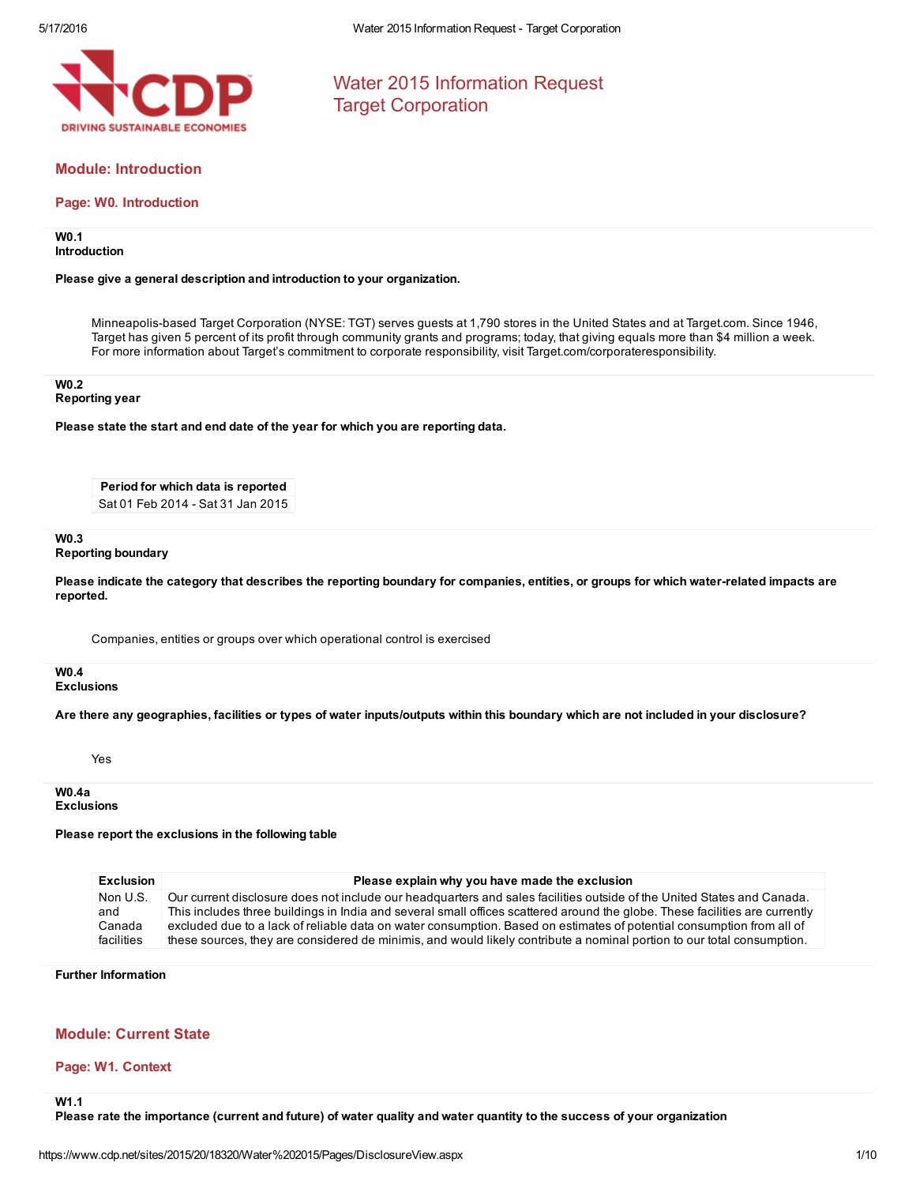# Water 2015 Information Request
# Target Corporation

## Module: Introduction

### Page: W0. Introduction

**W0.1**
**Introduction**

**Please give a general description and introduction to your organization.**

Minneapolis-based Target Corporation (NYSE: TGT) serves guests at 1,790 stores in the United States and at Target.com. Since 1946, Target has given 5 percent of its profit through community grants and programs; today, that giving equals more than $4 million a week. For more information about Target's commitment to corporate responsibility, visit Target.com/corporateresponsibility.

**W0.2**
**Reporting year**

**Please state the start and end date of the year for which you are reporting data.**

| Period for which data is reported |
|---|
| Sat 01 Feb 2014 - Sat 31 Jan 2015 |

**W0.3**
**Reporting boundary**

**Please indicate the category that describes the reporting boundary for companies, entities, or groups for which water-related impacts are reported.**

Companies, entities or groups over which operational control is exercised

**W0.4**
**Exclusions**

**Are there any geographies, facilities or types of water inputs/outputs within this boundary which are not included in your disclosure?**

Yes

**W0.4a**
**Exclusions**

**Please report the exclusions in the following table**

| Exclusion | Please explain why you have made the exclusion |
|---|---|
| Non U.S. and Canada facilities | Our current disclosure does not include our headquarters and sales facilities outside of the United States and Canada. This includes three buildings in India and several small offices scattered around the globe. These facilities are currently excluded due to a lack of reliable data on water consumption. Based on estimates of potential consumption from all of these sources, they are considered de minimis, and would likely contribute a nominal portion to our total consumption. |

**Further Information**

## Module: Current State

### Page: W1. Context

**W1.1**
**Please rate the importance (current and future) of water quality and water quantity to the success of your organization**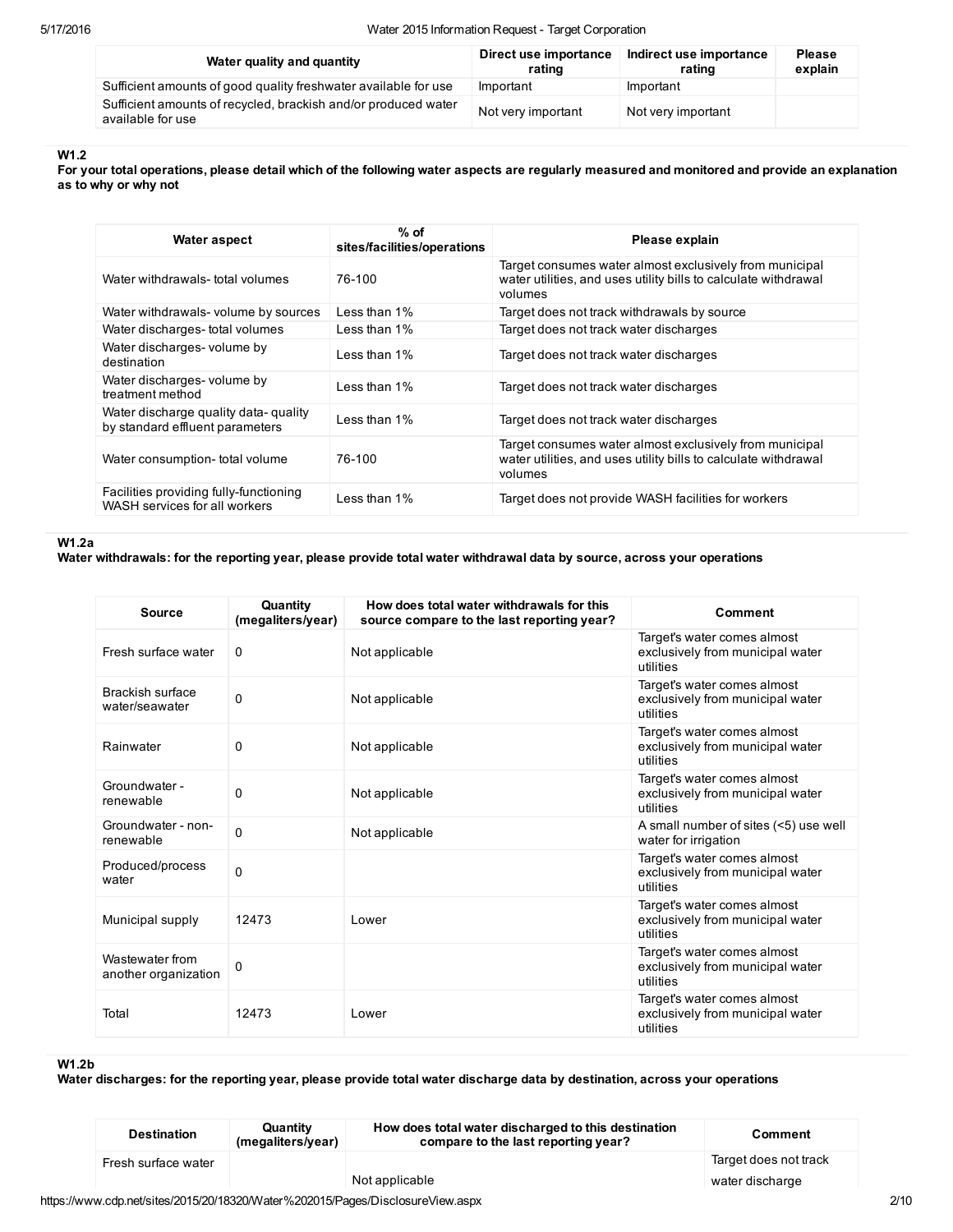| Water quality and quantity | Direct use importance rating | Indirect use importance rating | Please explain |
|---|---|---|---|
| Sufficient amounts of good quality freshwater available for use | Important | Important | |
| Sufficient amounts of recycled, brackish and/or produced water available for use | Not very important | Not very important | |

### W1.2

**For your total operations, please detail which of the following water aspects are regularly measured and monitored and provide an explanation as to why or why not**

| Water aspect | % of sites/facilities/operations | Please explain |
|---|---|---|
| Water withdrawals- total volumes | 76-100 | Target consumes water almost exclusively from municipal water utilities, and uses utility bills to calculate withdrawal volumes |
| Water withdrawals- volume by sources | Less than 1% | Target does not track withdrawals by source |
| Water discharges- total volumes | Less than 1% | Target does not track water discharges |
| Water discharges- volume by destination | Less than 1% | Target does not track water discharges |
| Water discharges- volume by treatment method | Less than 1% | Target does not track water discharges |
| Water discharge quality data- quality by standard effluent parameters | Less than 1% | Target does not track water discharges |
| Water consumption- total volume | 76-100 | Target consumes water almost exclusively from municipal water utilities, and uses utility bills to calculate withdrawal volumes |
| Facilities providing fully-functioning WASH services for all workers | Less than 1% | Target does not provide WASH facilities for workers |

### W1.2a

**Water withdrawals: for the reporting year, please provide total water withdrawal data by source, across your operations**

| Source | Quantity (megaliters/year) | How does total water withdrawals for this source compare to the last reporting year? | Comment |
|---|---|---|---|
| Fresh surface water | 0 | Not applicable | Target's water comes almost exclusively from municipal water utilities |
| Brackish surface water/seawater | 0 | Not applicable | Target's water comes almost exclusively from municipal water utilities |
| Rainwater | 0 | Not applicable | Target's water comes almost exclusively from municipal water utilities |
| Groundwater - renewable | 0 | Not applicable | Target's water comes almost exclusively from municipal water utilities |
| Groundwater - non-renewable | 0 | Not applicable | A small number of sites (<5) use well water for irrigation |
| Produced/process water | 0 | | Target's water comes almost exclusively from municipal water utilities |
| Municipal supply | 12473 | Lower | Target's water comes almost exclusively from municipal water utilities |
| Wastewater from another organization | 0 | | Target's water comes almost exclusively from municipal water utilities |
| Total | 12473 | Lower | Target's water comes almost exclusively from municipal water utilities |

### W1.2b

**Water discharges: for the reporting year, please provide total water discharge data by destination, across your operations**

| Destination | Quantity (megaliters/year) | How does total water discharged to this destination compare to the last reporting year? | Comment |
|---|---|---|---|
| Fresh surface water | | Not applicable | Target does not track water discharge |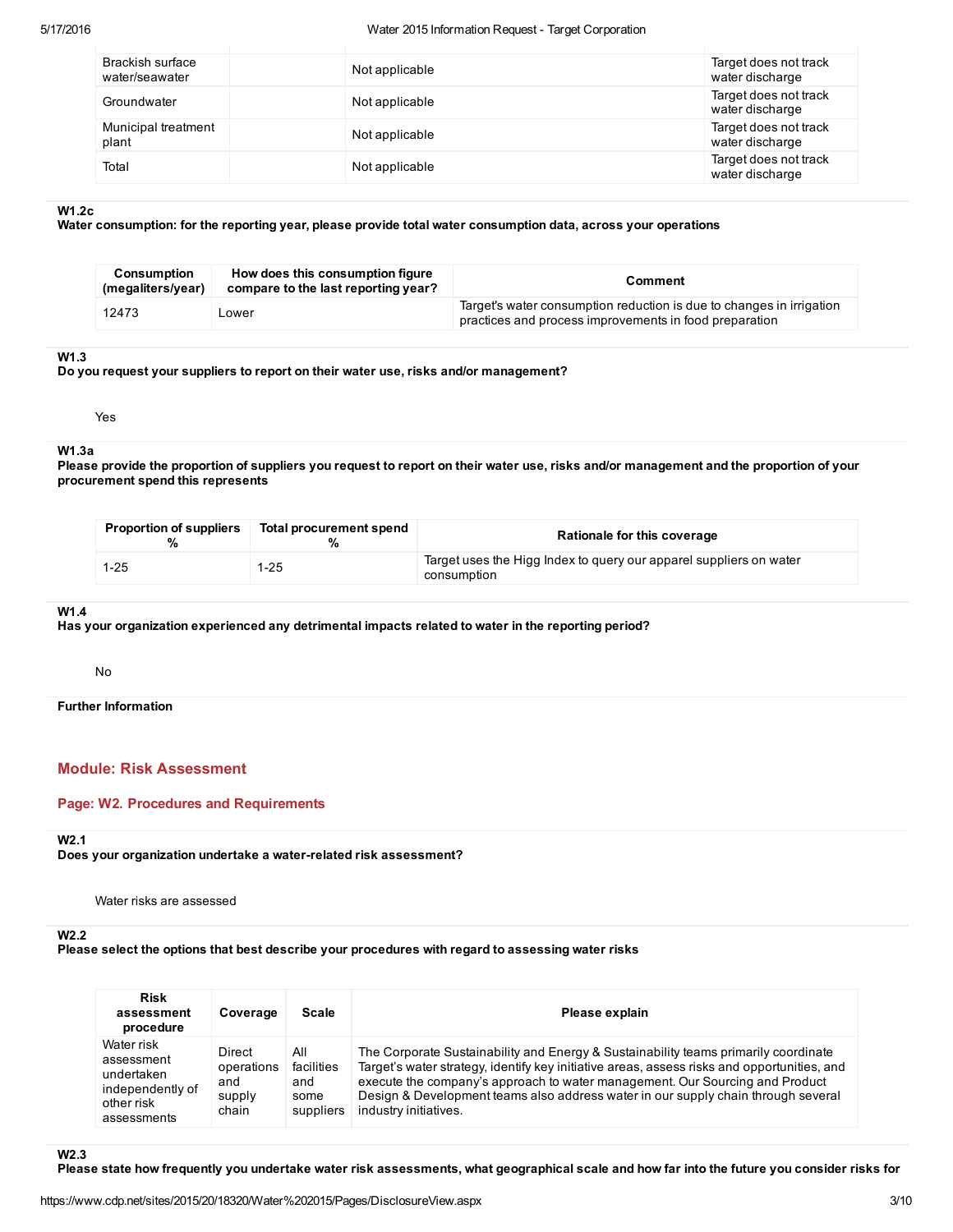| | | | |
|---|---|---|---|
| Brackish surface water/seawater | | Not applicable | Target does not track water discharge |
| Groundwater | | Not applicable | Target does not track water discharge |
| Municipal treatment plant | | Not applicable | Target does not track water discharge |
| Total | | Not applicable | Target does not track water discharge |

**W1.2c**
**Water consumption: for the reporting year, please provide total water consumption data, across your operations**

| Consumption (megaliters/year) | How does this consumption figure compare to the last reporting year? | Comment |
|---|---|---|
| 12473 | Lower | Target's water consumption reduction is due to changes in irrigation practices and process improvements in food preparation |

**W1.3**
**Do you request your suppliers to report on their water use, risks and/or management?**

Yes

**W1.3a**
**Please provide the proportion of suppliers you request to report on their water use, risks and/or management and the proportion of your procurement spend this represents**

| Proportion of suppliers % | Total procurement spend % | Rationale for this coverage |
|---|---|---|
| 1-25 | 1-25 | Target uses the Higg Index to query our apparel suppliers on water consumption |

**W1.4**
**Has your organization experienced any detrimental impacts related to water in the reporting period?**

No

**Further Information**

## Module: Risk Assessment

### Page: W2. Procedures and Requirements

**W2.1**
**Does your organization undertake a water-related risk assessment?**

Water risks are assessed

**W2.2**
**Please select the options that best describe your procedures with regard to assessing water risks**

| Risk assessment procedure | Coverage | Scale | Please explain |
|---|---|---|---|
| Water risk assessment undertaken independently of other risk assessments | Direct operations and supply chain | All facilities and some suppliers | The Corporate Sustainability and Energy & Sustainability teams primarily coordinate Target's water strategy, identify key initiative areas, assess risks and opportunities, and execute the company's approach to water management. Our Sourcing and Product Design & Development teams also address water in our supply chain through several industry initiatives. |

**W2.3**
**Please state how frequently you undertake water risk assessments, what geographical scale and how far into the future you consider risks for**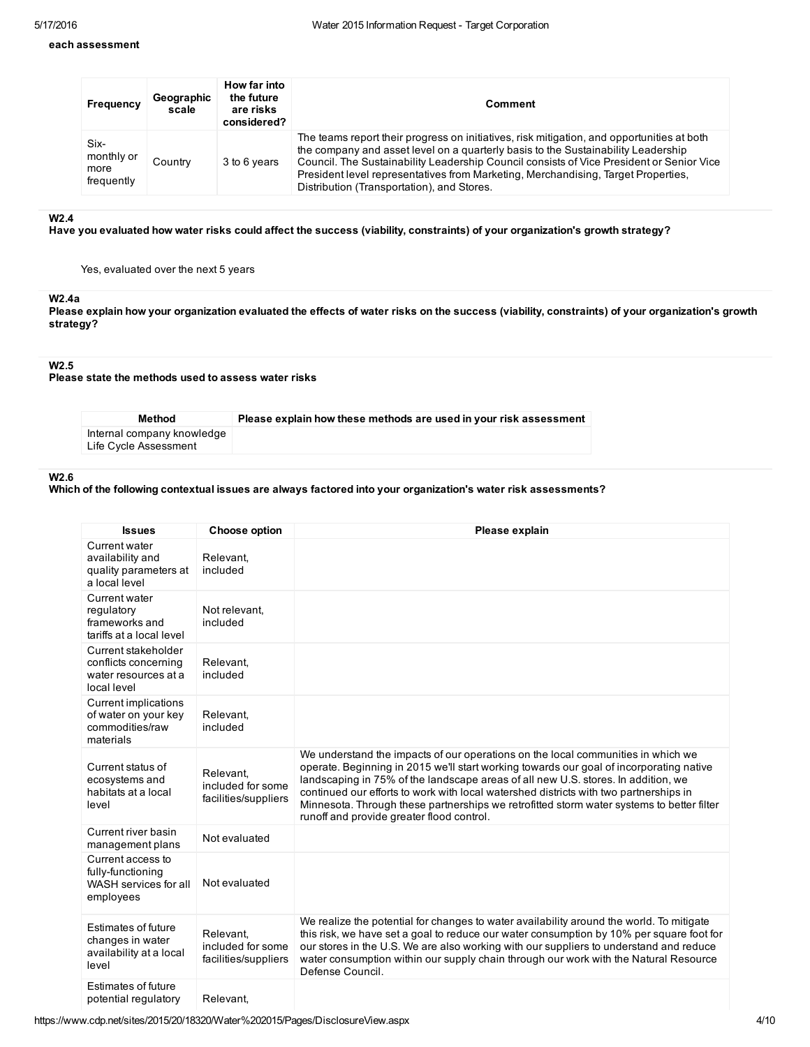**each assessment**

| Frequency | Geographic scale | How far into the future are risks considered? | Comment |
|---|---|---|---|
| Six-monthly or more frequently | Country | 3 to 6 years | The teams report their progress on initiatives, risk mitigation, and opportunities at both the company and asset level on a quarterly basis to the Sustainability Leadership Council. The Sustainability Leadership Council consists of Vice President or Senior Vice President level representatives from Marketing, Merchandising, Target Properties, Distribution (Transportation), and Stores. |

### W2.4
**Have you evaluated how water risks could affect the success (viability, constraints) of your organization's growth strategy?**

Yes, evaluated over the next 5 years

### W2.4a
**Please explain how your organization evaluated the effects of water risks on the success (viability, constraints) of your organization's growth strategy?**

### W2.5
**Please state the methods used to assess water risks**

| Method | Please explain how these methods are used in your risk assessment |
|---|---|
| Internal company knowledge<br>Life Cycle Assessment | |

### W2.6
**Which of the following contextual issues are always factored into your organization's water risk assessments?**

| Issues | Choose option | Please explain |
|---|---|---|
| Current water availability and quality parameters at a local level | Relevant, included | |
| Current water regulatory frameworks and tariffs at a local level | Not relevant, included | |
| Current stakeholder conflicts concerning water resources at a local level | Relevant, included | |
| Current implications of water on your key commodities/raw materials | Relevant, included | |
| Current status of ecosystems and habitats at a local level | Relevant, included for some facilities/suppliers | We understand the impacts of our operations on the local communities in which we operate. Beginning in 2015 we'll start working towards our goal of incorporating native landscaping in 75% of the landscape areas of all new U.S. stores. In addition, we continued our efforts to work with local watershed districts with two partnerships in Minnesota. Through these partnerships we retrofitted storm water systems to better filter runoff and provide greater flood control. |
| Current river basin management plans | Not evaluated | |
| Current access to fully-functioning WASH services for all employees | Not evaluated | |
| Estimates of future changes in water availability at a local level | Relevant, included for some facilities/suppliers | We realize the potential for changes to water availability around the world. To mitigate this risk, we have set a goal to reduce our water consumption by 10% per square foot for our stores in the U.S. We are also working with our suppliers to understand and reduce water consumption within our supply chain through our work with the Natural Resource Defense Council. |
| Estimates of future potential regulatory | Relevant, | |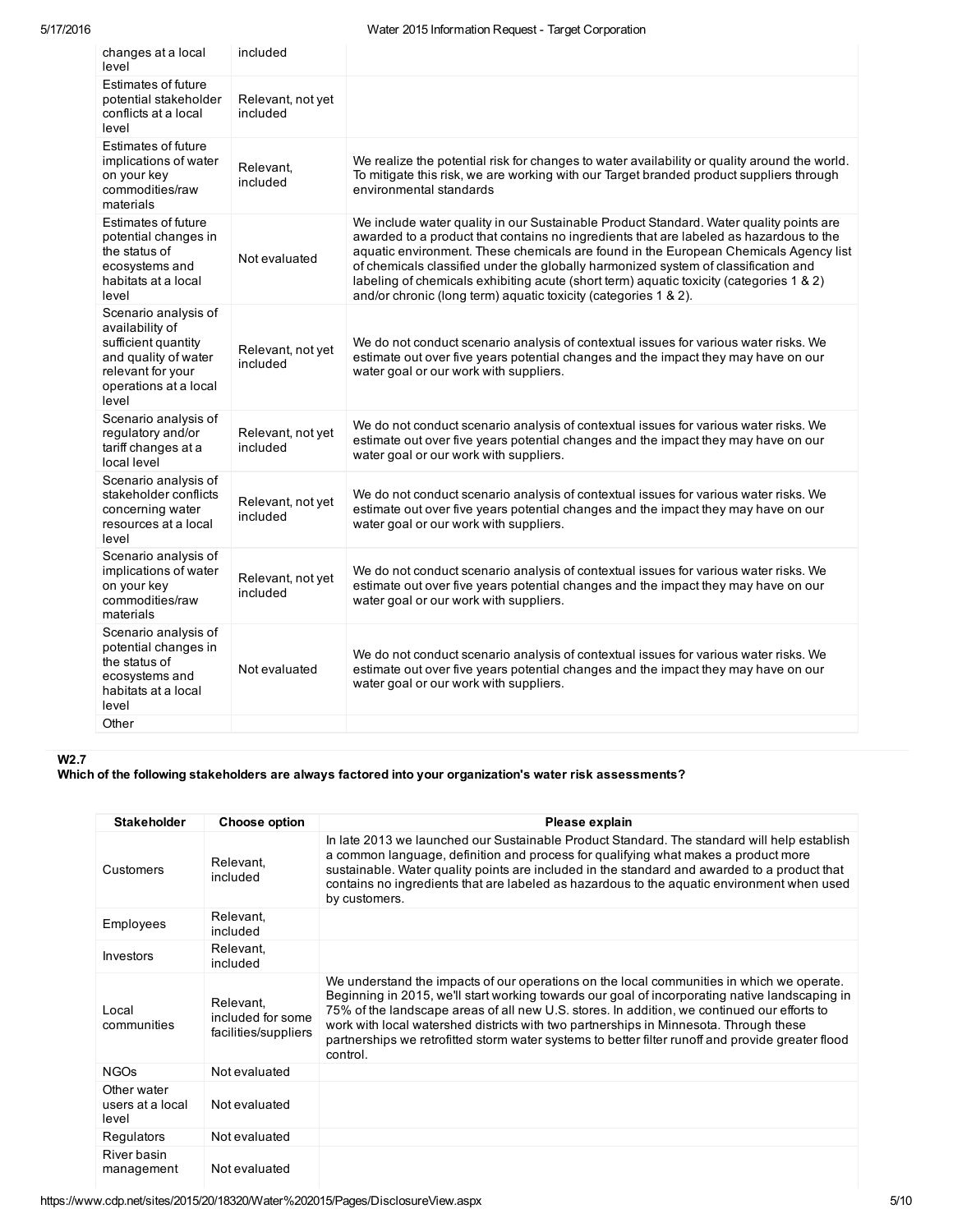| | | |
|---|---|---|
| changes at a local level | included | |
| Estimates of future potential stakeholder conflicts at a local level | Relevant, not yet included | |
| Estimates of future implications of water on your key commodities/raw materials | Relevant, included | We realize the potential risk for changes to water availability or quality around the world. To mitigate this risk, we are working with our Target branded product suppliers through environmental standards |
| Estimates of future potential changes in the status of ecosystems and habitats at a local level | Not evaluated | We include water quality in our Sustainable Product Standard. Water quality points are awarded to a product that contains no ingredients that are labeled as hazardous to the aquatic environment. These chemicals are found in the European Chemicals Agency list of chemicals classified under the globally harmonized system of classification and labeling of chemicals exhibiting acute (short term) aquatic toxicity (categories 1 & 2) and/or chronic (long term) aquatic toxicity (categories 1 & 2). |
| Scenario analysis of availability of sufficient quantity and quality of water relevant for your operations at a local level | Relevant, not yet included | We do not conduct scenario analysis of contextual issues for various water risks. We estimate out over five years potential changes and the impact they may have on our water goal or our work with suppliers. |
| Scenario analysis of regulatory and/or tariff changes at a local level | Relevant, not yet included | We do not conduct scenario analysis of contextual issues for various water risks. We estimate out over five years potential changes and the impact they may have on our water goal or our work with suppliers. |
| Scenario analysis of stakeholder conflicts concerning water resources at a local level | Relevant, not yet included | We do not conduct scenario analysis of contextual issues for various water risks. We estimate out over five years potential changes and the impact they may have on our water goal or our work with suppliers. |
| Scenario analysis of implications of water on your key commodities/raw materials | Relevant, not yet included | We do not conduct scenario analysis of contextual issues for various water risks. We estimate out over five years potential changes and the impact they may have on our water goal or our work with suppliers. |
| Scenario analysis of potential changes in the status of ecosystems and habitats at a local level | Not evaluated | We do not conduct scenario analysis of contextual issues for various water risks. We estimate out over five years potential changes and the impact they may have on our water goal or our work with suppliers. |
| Other | | |

**W2.7**

**Which of the following stakeholders are always factored into your organization's water risk assessments?**

| Stakeholder | Choose option | Please explain |
|---|---|---|
| Customers | Relevant, included | In late 2013 we launched our Sustainable Product Standard. The standard will help establish a common language, definition and process for qualifying what makes a product more sustainable. Water quality points are included in the standard and awarded to a product that contains no ingredients that are labeled as hazardous to the aquatic environment when used by customers. |
| Employees | Relevant, included | |
| Investors | Relevant, included | |
| Local communities | Relevant, included for some facilities/suppliers | We understand the impacts of our operations on the local communities in which we operate. Beginning in 2015, we'll start working towards our goal of incorporating native landscaping in 75% of the landscape areas of all new U.S. stores. In addition, we continued our efforts to work with local watershed districts with two partnerships in Minnesota. Through these partnerships we retrofitted storm water systems to better filter runoff and provide greater flood control. |
| NGOs | Not evaluated | |
| Other water users at a local level | Not evaluated | |
| Regulators | Not evaluated | |
| River basin management | Not evaluated | |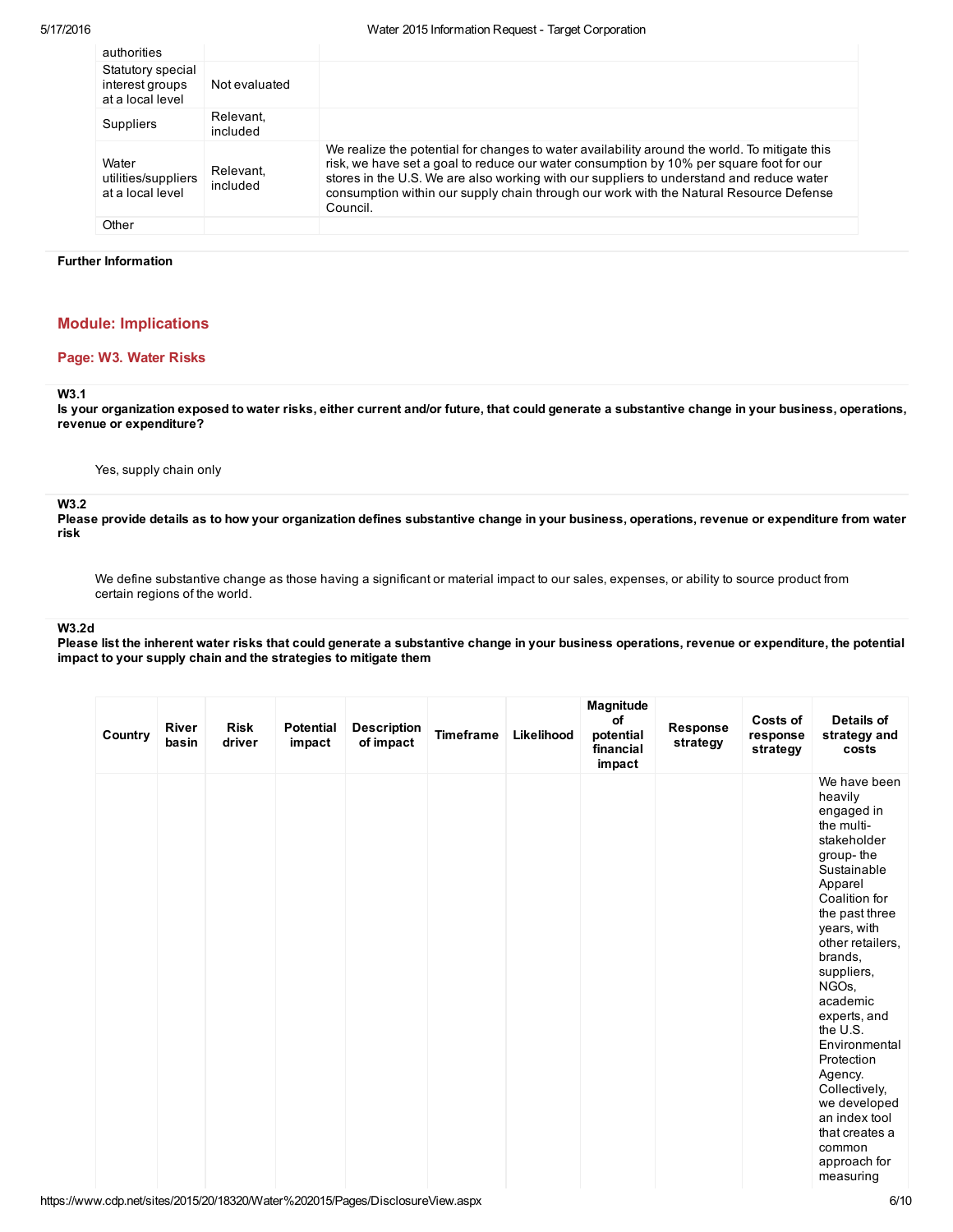| | | |
|---|---|---|
| authorities | | |
| Statutory special interest groups at a local level | Not evaluated | |
| Suppliers | Relevant, included | |
| Water utilities/suppliers at a local level | Relevant, included | We realize the potential for changes to water availability around the world. To mitigate this risk, we have set a goal to reduce our water consumption by 10% per square foot for our stores in the U.S. We are also working with our suppliers to understand and reduce water consumption within our supply chain through our work with the Natural Resource Defense Council. |
| Other | | |

**Further Information**

## Module: Implications

### Page: W3. Water Risks

**W3.1**
**Is your organization exposed to water risks, either current and/or future, that could generate a substantive change in your business, operations, revenue or expenditure?**

Yes, supply chain only

**W3.2**
**Please provide details as to how your organization defines substantive change in your business, operations, revenue or expenditure from water risk**

We define substantive change as those having a significant or material impact to our sales, expenses, or ability to source product from certain regions of the world.

**W3.2d**
**Please list the inherent water risks that could generate a substantive change in your business operations, revenue or expenditure, the potential impact to your supply chain and the strategies to mitigate them**

| Country | River basin | Risk driver | Potential impact | Description of impact | Timeframe | Likelihood | Magnitude of potential financial impact | Response strategy | Costs of response strategy | Details of strategy and costs |
|---|---|---|---|---|---|---|---|---|---|---|
| | | | | | | | | | | We have been heavily engaged in the multi-stakeholder group- the Sustainable Apparel Coalition for the past three years, with other retailers, brands, suppliers, NGOs, academic experts, and the U.S. Environmental Protection Agency. Collectively, we developed an index tool that creates a common approach for measuring |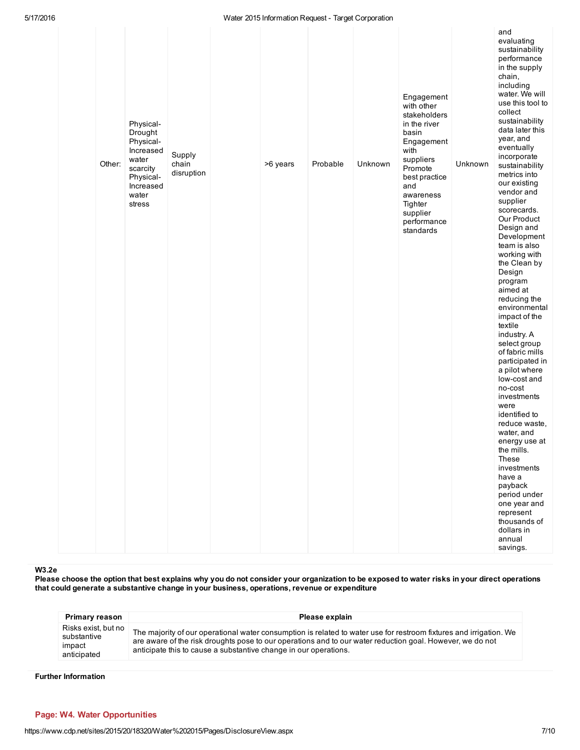| | | | | | | | | | | |
|---|---|---|---|---|---|---|---|---|---|---|
| | Other: | Physical-Drought Physical-Increased water scarcity Physical-Increased water stress | Supply chain disruption | | >6 years | Probable | Unknown | Engagement with other stakeholders in the river basin Engagement with suppliers Promote best practice and awareness Tighter supplier performance standards | Unknown | and evaluating sustainability performance in the supply chain, including water. We will use this tool to collect sustainability data later this year, and eventually incorporate sustainability metrics into our existing vendor and supplier scorecards. Our Product Design and Development team is also working with the Clean by Design program aimed at reducing the environmental impact of the textile industry. A select group of fabric mills participated in a pilot where low-cost and no-cost investments were identified to reduce waste, water, and energy use at the mills. These investments have a payback period under one year and represent thousands of dollars in annual savings. |

**W3.2e**

**Please choose the option that best explains why you do not consider your organization to be exposed to water risks in your direct operations that could generate a substantive change in your business, operations, revenue or expenditure**

| Primary reason | Please explain |
|---|---|
| Risks exist, but no substantive impact anticipated | The majority of our operational water consumption is related to water use for restroom fixtures and irrigation. We are aware of the risk droughts pose to our operations and to our water reduction goal. However, we do not anticipate this to cause a substantive change in our operations. |

**Further Information**

## Page: W4. Water Opportunities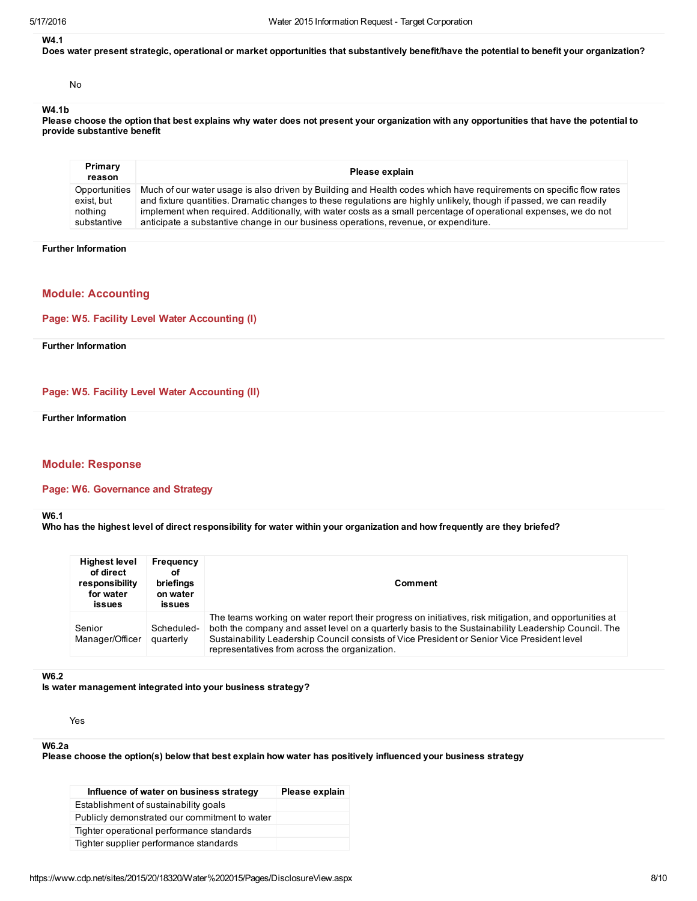**W4.1**
**Does water present strategic, operational or market opportunities that substantively benefit/have the potential to benefit your organization?**

No

**W4.1b**
**Please choose the option that best explains why water does not present your organization with any opportunities that have the potential to provide substantive benefit**

| Primary reason | Please explain |
|---|---|
| Opportunities exist, but nothing substantive | Much of our water usage is also driven by Building and Health codes which have requirements on specific flow rates and fixture quantities. Dramatic changes to these regulations are highly unlikely, though if passed, we can readily implement when required. Additionally, with water costs as a small percentage of operational expenses, we do not anticipate a substantive change in our business operations, revenue, or expenditure. |

**Further Information**

## Module: Accounting

### Page: W5. Facility Level Water Accounting (I)

**Further Information**

### Page: W5. Facility Level Water Accounting (II)

**Further Information**

## Module: Response

### Page: W6. Governance and Strategy

**W6.1**
**Who has the highest level of direct responsibility for water within your organization and how frequently are they briefed?**

| Highest level of direct responsibility for water issues | Frequency of briefings on water issues | Comment |
|---|---|---|
| Senior Manager/Officer | Scheduled-quarterly | The teams working on water report their progress on initiatives, risk mitigation, and opportunities at both the company and asset level on a quarterly basis to the Sustainability Leadership Council. The Sustainability Leadership Council consists of Vice President or Senior Vice President level representatives from across the organization. |

**W6.2**
**Is water management integrated into your business strategy?**

Yes

**W6.2a**
**Please choose the option(s) below that best explain how water has positively influenced your business strategy**

| Influence of water on business strategy | Please explain |
|---|---|
| Establishment of sustainability goals | |
| Publicly demonstrated our commitment to water | |
| Tighter operational performance standards | |
| Tighter supplier performance standards | |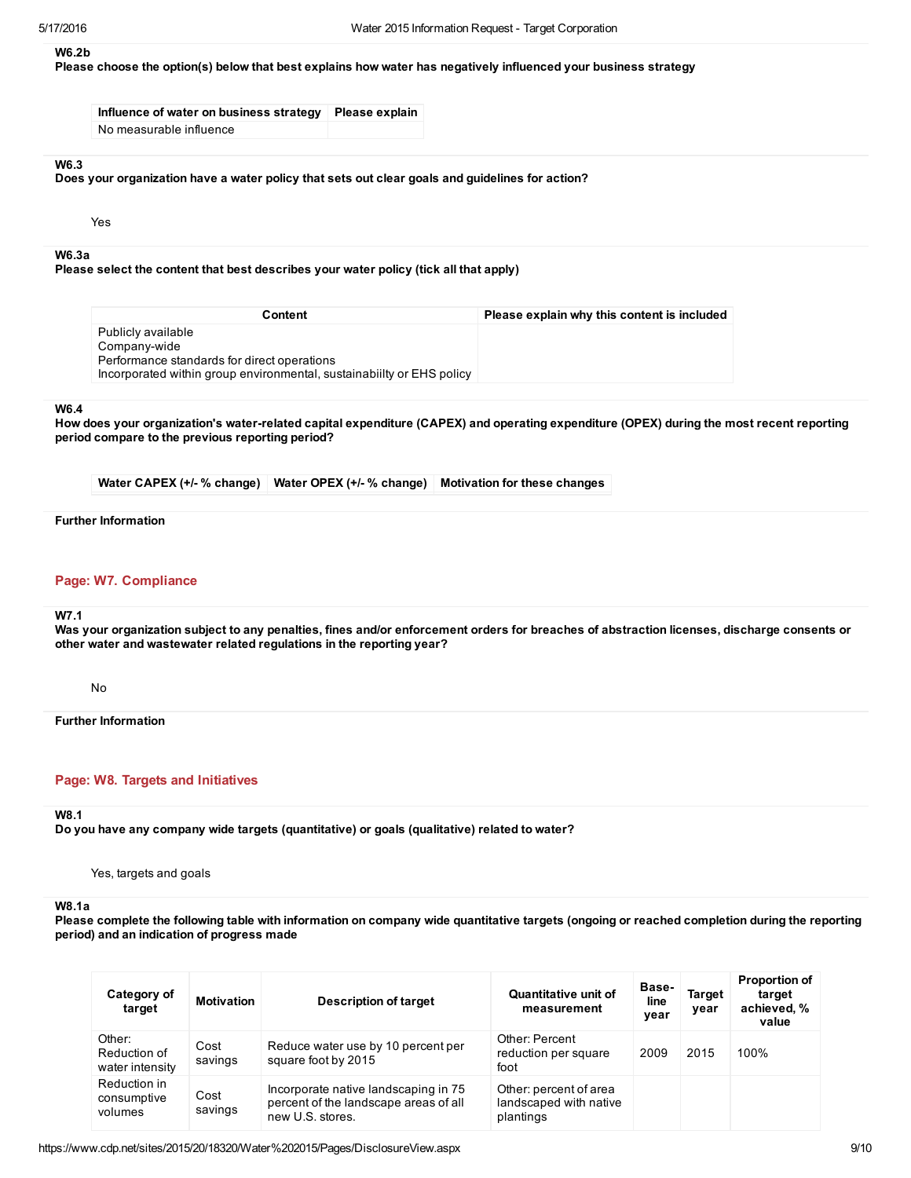### W6.2b

**Please choose the option(s) below that best explains how water has negatively influenced your business strategy**

| Influence of water on business strategy | Please explain |
| --- | --- |
| No measurable influence | |

### W6.3

**Does your organization have a water policy that sets out clear goals and guidelines for action?**

Yes

### W6.3a

**Please select the content that best describes your water policy (tick all that apply)**

| Content | Please explain why this content is included |
| --- | --- |
| Publicly available<br>Company-wide<br>Performance standards for direct operations<br>Incorporated within group environmental, sustainabiilty or EHS policy | |

### W6.4

**How does your organization's water-related capital expenditure (CAPEX) and operating expenditure (OPEX) during the most recent reporting period compare to the previous reporting period?**

| Water CAPEX (+/- % change) | Water OPEX (+/- % change) | Motivation for these changes |
| --- | --- | --- |

**Further Information**

## Page: W7. Compliance

### W7.1

**Was your organization subject to any penalties, fines and/or enforcement orders for breaches of abstraction licenses, discharge consents or other water and wastewater related regulations in the reporting year?**

No

**Further Information**

## Page: W8. Targets and Initiatives

### W8.1

**Do you have any company wide targets (quantitative) or goals (qualitative) related to water?**

Yes, targets and goals

### W8.1a

**Please complete the following table with information on company wide quantitative targets (ongoing or reached completion during the reporting period) and an indication of progress made**

| Category of target | Motivation | Description of target | Quantitative unit of measurement | Base-line year | Target year | Proportion of target achieved, % value |
| --- | --- | --- | --- | --- | --- | --- |
| Other: Reduction of water intensity | Cost savings | Reduce water use by 10 percent per square foot by 2015 | Other: Percent reduction per square foot | 2009 | 2015 | 100% |
| Reduction in consumptive volumes | Cost savings | Incorporate native landscaping in 75 percent of the landscape areas of all new U.S. stores. | Other: percent of area landscaped with native plantings | | | |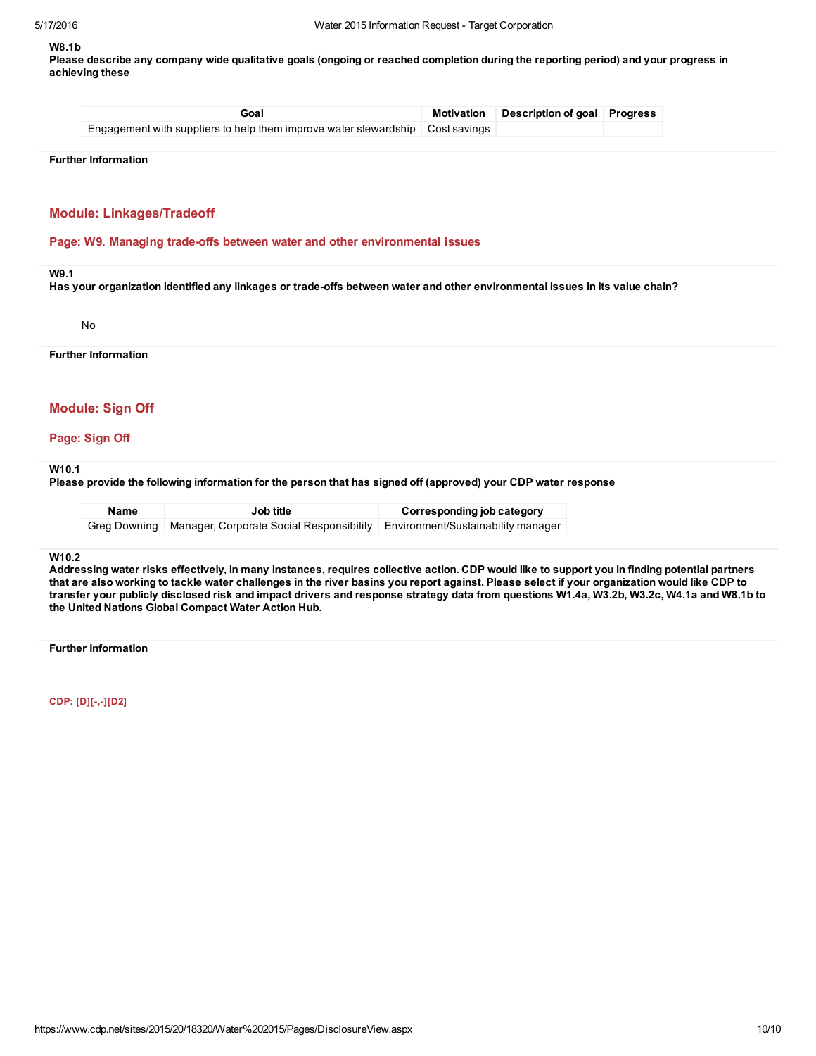**W8.1b**

**Please describe any company wide qualitative goals (ongoing or reached completion during the reporting period) and your progress in achieving these**

| Goal | Motivation | Description of goal | Progress |
|---|---|---|---|
| Engagement with suppliers to help them improve water stewardship | Cost savings | | |

**Further Information**

## Module: Linkages/Tradeoff

### Page: W9. Managing trade-offs between water and other environmental issues

**W9.1**

**Has your organization identified any linkages or trade-offs between water and other environmental issues in its value chain?**

No

**Further Information**

## Module: Sign Off

### Page: Sign Off

**W10.1**

**Please provide the following information for the person that has signed off (approved) your CDP water response**

| Name | Job title | Corresponding job category |
|---|---|---|
| Greg Downing | Manager, Corporate Social Responsibility | Environment/Sustainability manager |

**W10.2**

**Addressing water risks effectively, in many instances, requires collective action. CDP would like to support you in finding potential partners that are also working to tackle water challenges in the river basins you report against. Please select if your organization would like CDP to transfer your publicly disclosed risk and impact drivers and response strategy data from questions W1.4a, W3.2b, W3.2c, W4.1a and W8.1b to the United Nations Global Compact Water Action Hub.**

**Further Information**

CDP: [D][-,-][D2]